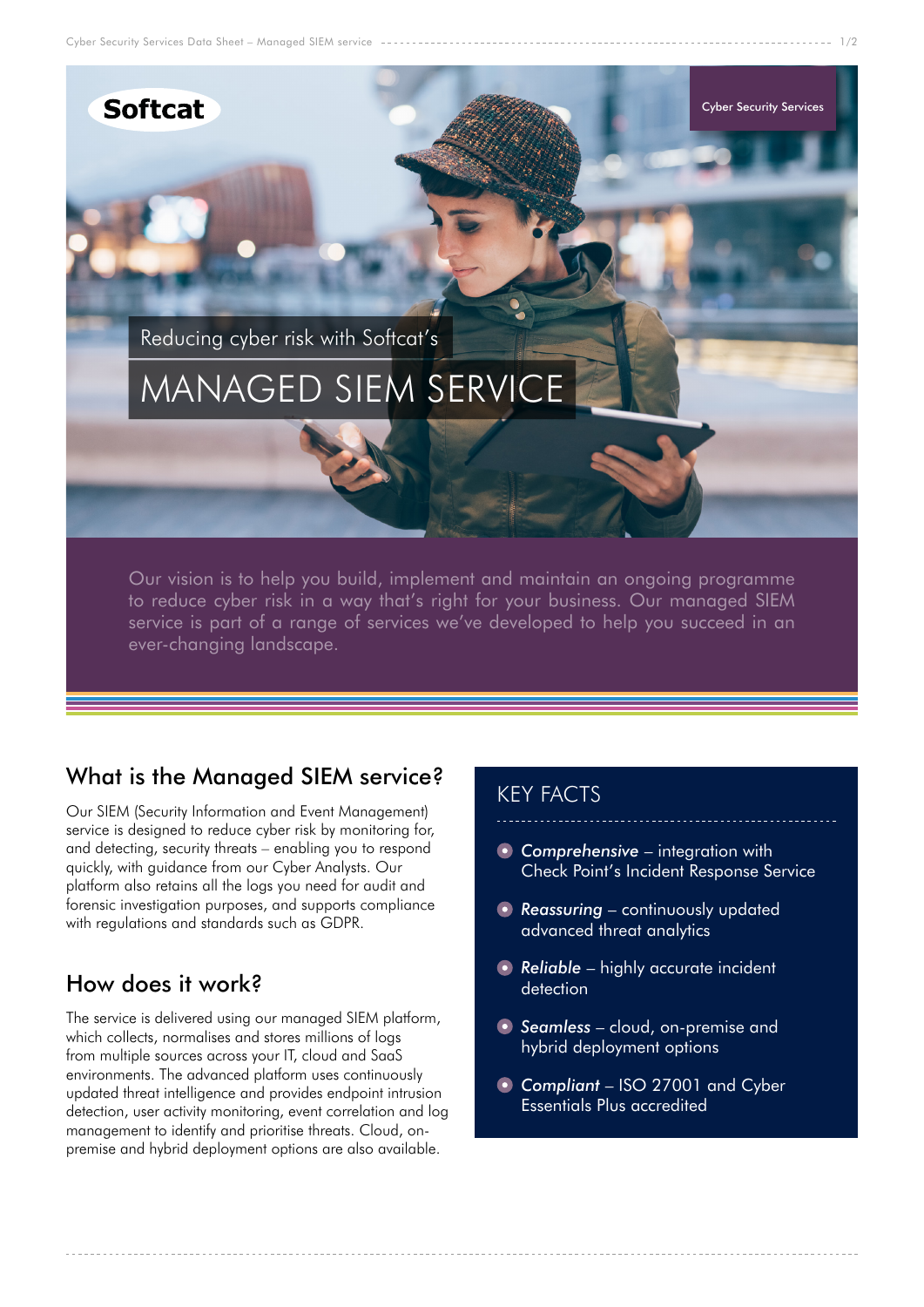Softcat

Cyber Security Services

Reducing cyber risk with Softcat's

# MANAGED SIEM SERVICE

Our vision is to help you build, implement and maintain an ongoing programme to reduce cyber risk in a way that's right for your business. Our managed SIEM service is part of a range of services we've developed to help you succeed in an ever-changing landscape.

## What is the Managed SIEM service?

Our SIEM (Security Information and Event Management) service is designed to reduce cyber risk by monitoring for, and detecting, security threats – enabling you to respond quickly, with guidance from our Cyber Analysts. Our platform also retains all the logs you need for audit and forensic investigation purposes, and supports compliance with regulations and standards such as GDPR.

## How does it work?

The service is delivered using our managed SIEM platform, which collects, normalises and stores millions of logs from multiple sources across your IT, cloud and SaaS environments. The advanced platform uses continuously updated threat intelligence and provides endpoint intrusion detection, user activity monitoring, event correlation and log management to identify and prioritise threats. Cloud, on-premise and hybrid deployment options are also available.

## KEY FACTS

- *Comprehensive* – integration with Check Point's Incident Response Service
- *Reassuring* – continuously updated advanced threat analytics
- *Reliable* – highly accurate incident detection
- *Seamless* – cloud, on-premise and hybrid deployment options
- *Compliant* – ISO 27001 and Cyber Essentials Plus accredited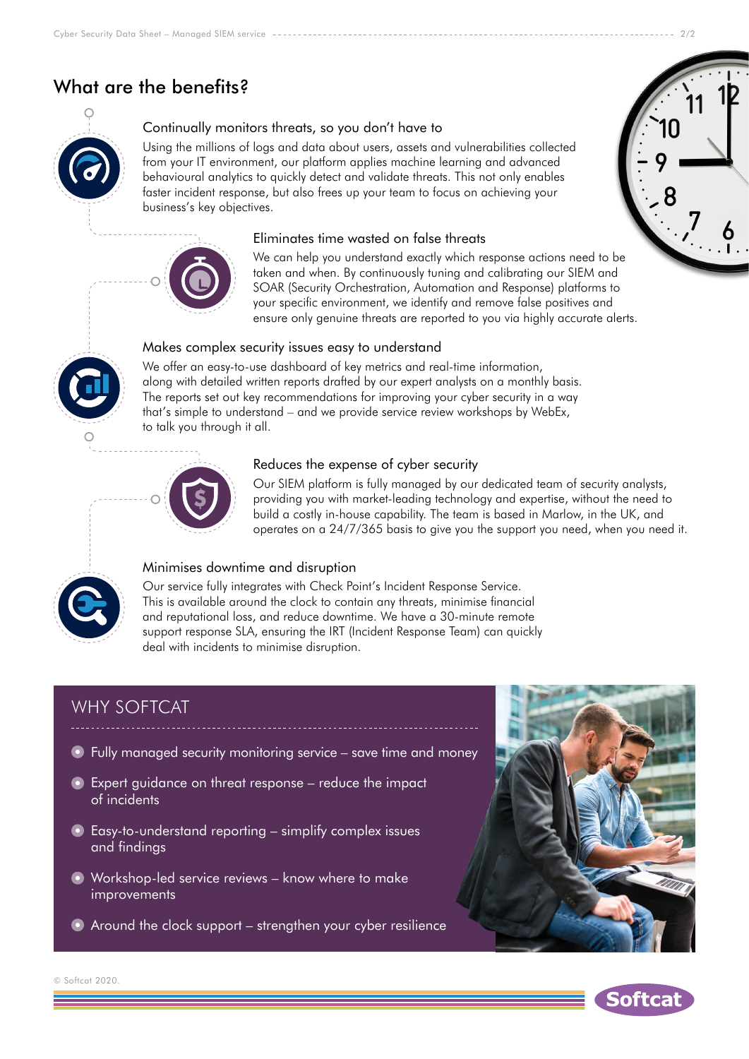## What are the benefits?

### Continually monitors threats, so you don't have to

Using the millions of logs and data about users, assets and vulnerabilities collected from your IT environment, our platform applies machine learning and advanced behavioural analytics to quickly detect and validate threats. This not only enables faster incident response, but also frees up your team to focus on achieving your business's key objectives.

### Eliminates time wasted on false threats

We can help you understand exactly which response actions need to be taken and when. By continuously tuning and calibrating our SIEM and SOAR (Security Orchestration, Automation and Response) platforms to your specific environment, we identify and remove false positives and ensure only genuine threats are reported to you via highly accurate alerts.

### Makes complex security issues easy to understand

We offer an easy-to-use dashboard of key metrics and real-time information, along with detailed written reports drafted by our expert analysts on a monthly basis. The reports set out key recommendations for improving your cyber security in a way that's simple to understand – and we provide service review workshops by WebEx, to talk you through it all.

### Reduces the expense of cyber security

Our SIEM platform is fully managed by our dedicated team of security analysts, providing you with market-leading technology and expertise, without the need to build a costly in-house capability. The team is based in Marlow, in the UK, and operates on a 24/7/365 basis to give you the support you need, when you need it.

### Minimises downtime and disruption

Our service fully integrates with Check Point's Incident Response Service. This is available around the clock to contain any threats, minimise financial and reputational loss, and reduce downtime. We have a 30-minute remote support response SLA, ensuring the IRT (Incident Response Team) can quickly deal with incidents to minimise disruption.

## WHY SOFTCAT

- Fully managed security monitoring service – save time and money
- Expert guidance on threat response – reduce the impact of incidents
- Easy-to-understand reporting – simplify complex issues and findings
- Workshop-led service reviews – know where to make improvements
- Around the clock support – strengthen your cyber resilience

© Softcat 2020.

Softcat